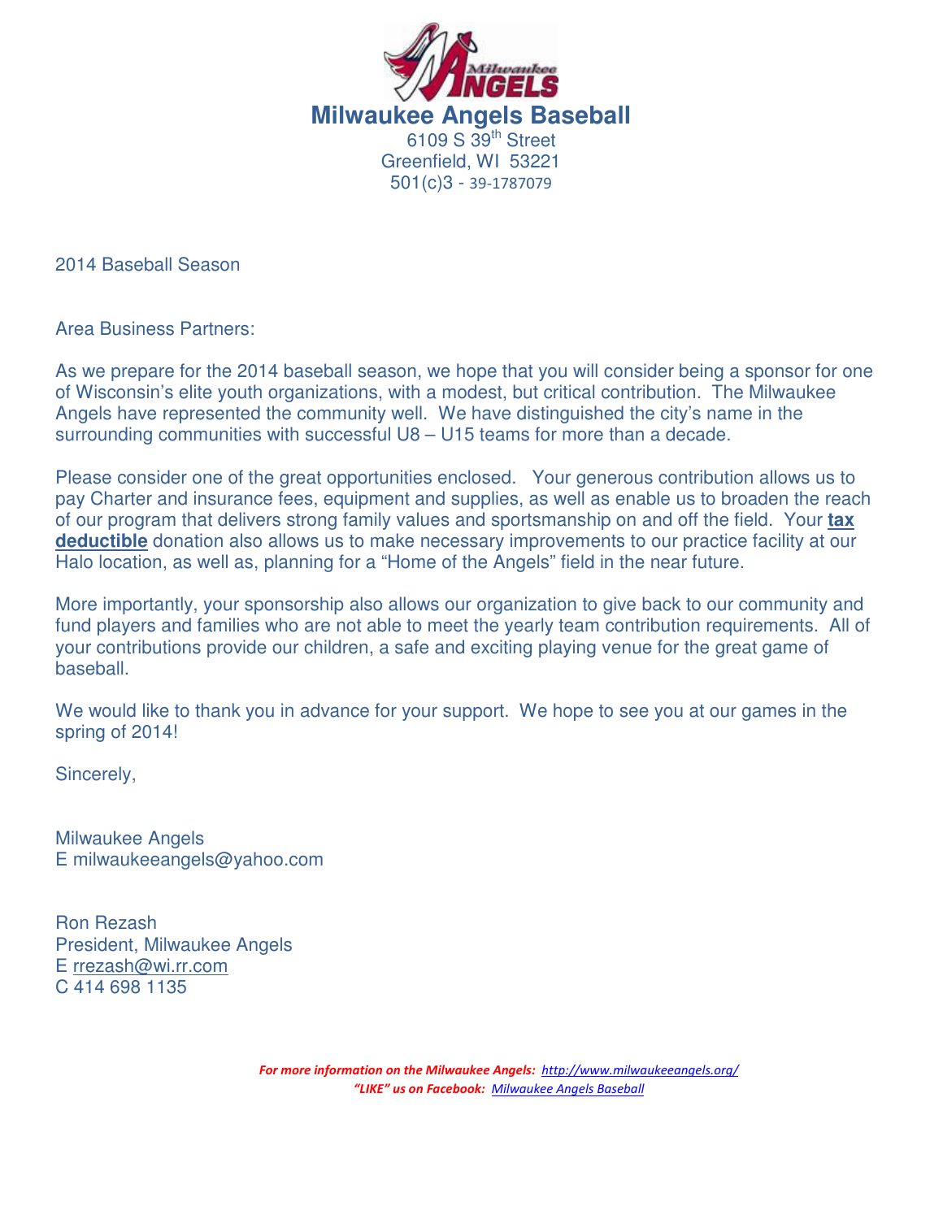# Milwaukee Angels Baseball

6109 S 39th Street
Greenfield, WI 53221
501(c)3 - 39-1787079

2014 Baseball Season

Area Business Partners:

As we prepare for the 2014 baseball season, we hope that you will consider being a sponsor for one of Wisconsin's elite youth organizations, with a modest, but critical contribution. The Milwaukee Angels have represented the community well. We have distinguished the city's name in the surrounding communities with successful U8 – U15 teams for more than a decade.

Please consider one of the great opportunities enclosed. Your generous contribution allows us to pay Charter and insurance fees, equipment and supplies, as well as enable us to broaden the reach of our program that delivers strong family values and sportsmanship on and off the field. Your **tax deductible** donation also allows us to make necessary improvements to our practice facility at our Halo location, as well as, planning for a "Home of the Angels" field in the near future.

More importantly, your sponsorship also allows our organization to give back to our community and fund players and families who are not able to meet the yearly team contribution requirements. All of your contributions provide our children, a safe and exciting playing venue for the great game of baseball.

We would like to thank you in advance for your support. We hope to see you at our games in the spring of 2014!

Sincerely,

Milwaukee Angels
E milwaukeeangels@yahoo.com

Ron Rezash
President, Milwaukee Angels
E rrezash@wi.rr.com
C 414 698 1135

*For more information on the Milwaukee Angels: http://www.milwaukeeangels.org/*
*"LIKE" us on Facebook: Milwaukee Angels Baseball*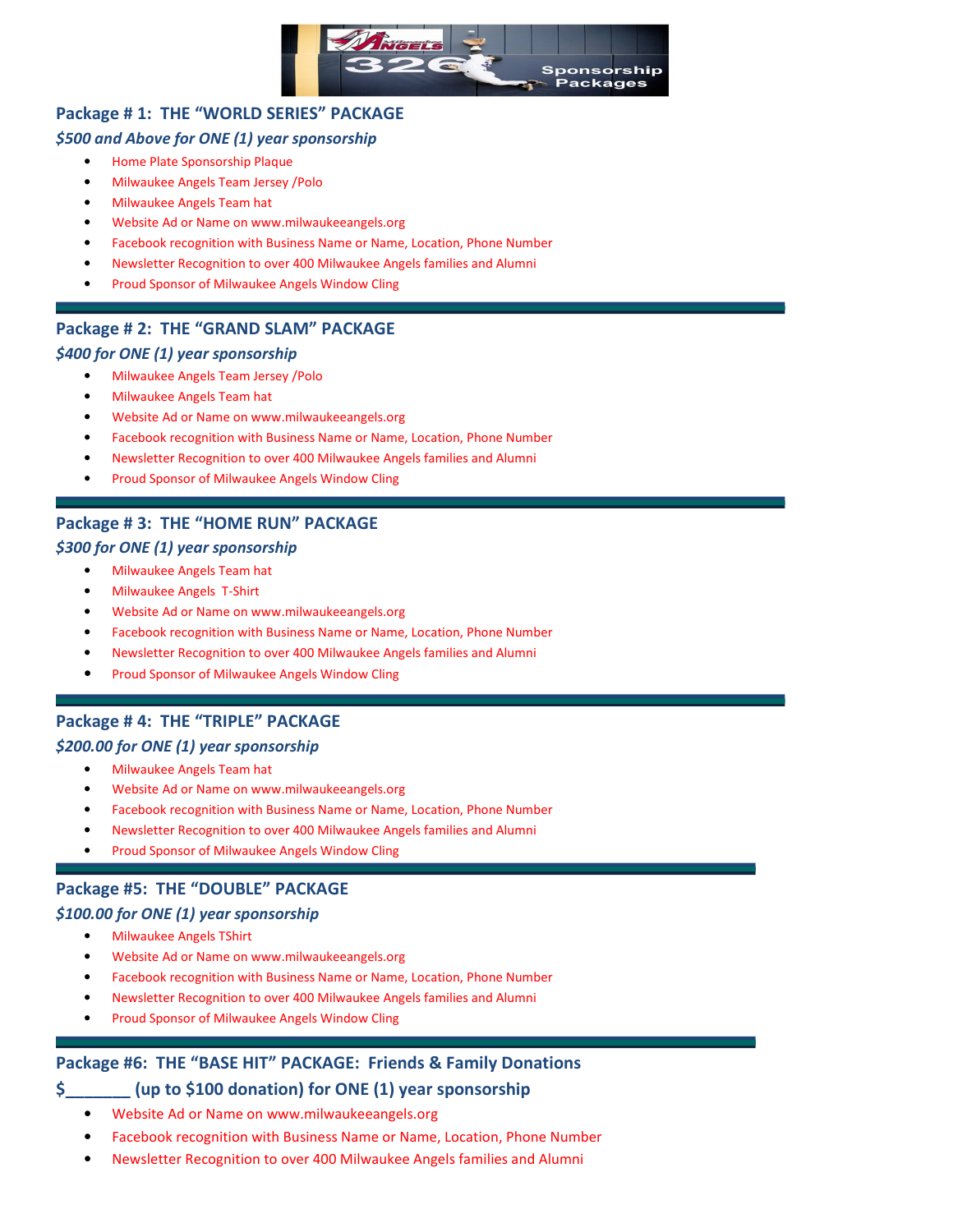## Package # 1: THE "WORLD SERIES" PACKAGE

### *$500 and Above for ONE (1) year sponsorship*

- Home Plate Sponsorship Plaque
- Milwaukee Angels Team Jersey /Polo
- Milwaukee Angels Team hat
- Website Ad or Name on www.milwaukeeangels.org
- Facebook recognition with Business Name or Name, Location, Phone Number
- Newsletter Recognition to over 400 Milwaukee Angels families and Alumni
- Proud Sponsor of Milwaukee Angels Window Cling

---

## Package # 2: THE "GRAND SLAM" PACKAGE

### *$400 for ONE (1) year sponsorship*

- Milwaukee Angels Team Jersey /Polo
- Milwaukee Angels Team hat
- Website Ad or Name on www.milwaukeeangels.org
- Facebook recognition with Business Name or Name, Location, Phone Number
- Newsletter Recognition to over 400 Milwaukee Angels families and Alumni
- Proud Sponsor of Milwaukee Angels Window Cling

---

## Package # 3: THE "HOME RUN" PACKAGE

### *$300 for ONE (1) year sponsorship*

- Milwaukee Angels Team hat
- Milwaukee Angels T-Shirt
- Website Ad or Name on www.milwaukeeangels.org
- Facebook recognition with Business Name or Name, Location, Phone Number
- Newsletter Recognition to over 400 Milwaukee Angels families and Alumni
- Proud Sponsor of Milwaukee Angels Window Cling

---

## Package # 4: THE "TRIPLE" PACKAGE

### *$200.00 for ONE (1) year sponsorship*

- Milwaukee Angels Team hat
- Website Ad or Name on www.milwaukeeangels.org
- Facebook recognition with Business Name or Name, Location, Phone Number
- Newsletter Recognition to over 400 Milwaukee Angels families and Alumni
- Proud Sponsor of Milwaukee Angels Window Cling

---

## Package #5: THE "DOUBLE" PACKAGE

### *$100.00 for ONE (1) year sponsorship*

- Milwaukee Angels TShirt
- Website Ad or Name on www.milwaukeeangels.org
- Facebook recognition with Business Name or Name, Location, Phone Number
- Newsletter Recognition to over 400 Milwaukee Angels families and Alumni
- Proud Sponsor of Milwaukee Angels Window Cling

---

## Package #6: THE "BASE HIT" PACKAGE: Friends & Family Donations

### $_______ (up to $100 donation) for ONE (1) year sponsorship

- Website Ad or Name on www.milwaukeeangels.org
- Facebook recognition with Business Name or Name, Location, Phone Number
- Newsletter Recognition to over 400 Milwaukee Angels families and Alumni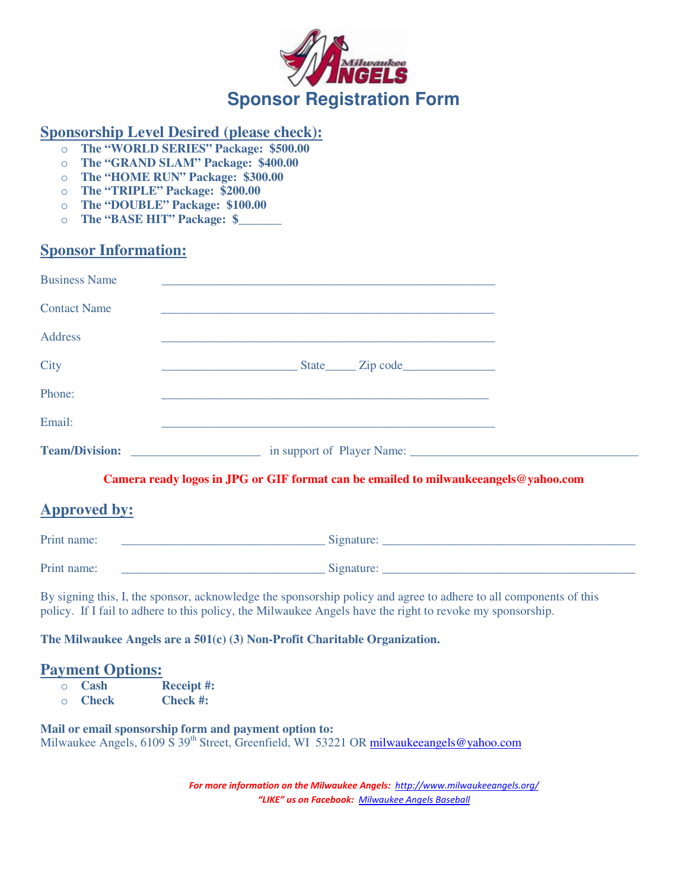# Sponsor Registration Form

## Sponsorship Level Desired (please check):

- **The "WORLD SERIES" Package: $500.00**
- **The "GRAND SLAM" Package: $400.00**
- **The "HOME RUN" Package: $300.00**
- **The "TRIPLE" Package: $200.00**
- **The "DOUBLE" Package: $100.00**
- **The "BASE HIT" Package: $_______**

## Sponsor Information:

Business Name _______________________________________________________

Contact Name _______________________________________________________

Address _______________________________________________________

City ______________________ State_____ Zip code_______________

Phone: _______________________________________________________

Email: _______________________________________________________

**Team/Division:** _____________________ in support of Player Name: _____________________________________

**Camera ready logos in JPG or GIF format can be emailed to milwaukeeangels@yahoo.com**

## Approved by:

Print name: _________________________________ Signature: _________________________________________

Print name: _________________________________ Signature: _________________________________________

By signing this, I, the sponsor, acknowledge the sponsorship policy and agree to adhere to all components of this policy. If I fail to adhere to this policy, the Milwaukee Angels have the right to revoke my sponsorship.

**The Milwaukee Angels are a 501(c) (3) Non-Profit Charitable Organization.**

## Payment Options:

- **Cash** **Receipt #:**
- **Check** **Check #:**

**Mail or email sponsorship form and payment option to:**
Milwaukee Angels, 6109 S 39th Street, Greenfield, WI 53221 OR milwaukeeangels@yahoo.com

*For more information on the Milwaukee Angels: http://www.milwaukeeangels.org/*
*"LIKE" us on Facebook: Milwaukee Angels Baseball*